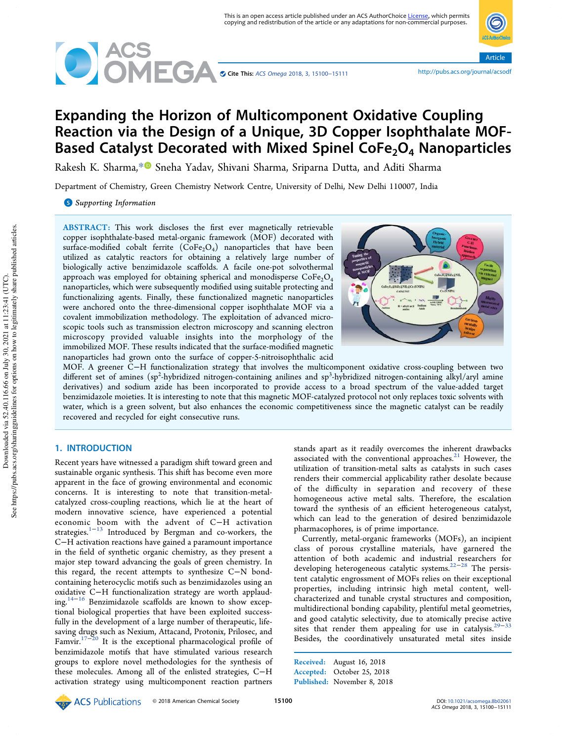# Expanding the Horizon of Multicomponent Oxidative Coupling Reaction via the Design of a Unique, 3D Copper Isophthalate MOF-Based Catalyst Decorated with Mixed Spinel $CoFe_2O_4$ Nanoparticles

Rakesh K. Sharma,* Sneha Yadav, Shivani Sharma, Sripparna Dutta, and Aditi Sharma

Department of Chemistry, Green Chemistry Network Centre, University of Delhi, New Delhi 110007, India

Supporting Information

**ABSTRACT:** This work discloses the first ever magnetically retrievable copper isophthalate-based metal-organic framework (MOF) decorated with surface-modified cobalt ferrite ($CoFe_2O_4$) nanoparticles that have been utilized as catalytic reactors for obtaining a relatively large number of biologically active benzimidazole scaffolds. A facile one-pot solvothermal approach was employed for obtaining spherical and monodisperse $CoFe_2O_4$ nanoparticles, which were subsequently modified using suitable protecting and functionalizing agents. Finally, these functionalized magnetic nanoparticles were anchored onto the three-dimensional copper isophthalate MOF via a covalent immobilization methodology. The exploitation of advanced microscopic tools such as transmission electron microscopy and scanning electron microscopy provided valuable insights into the morphology of the immobilized MOF. These results indicated that the surface-modified magnetic nanoparticles had grown onto the surface of copper-5-nitroisophthalic acid MOF. A greener C−H functionalization strategy that involves the multicomponent oxidative cross-coupling between two different set of amines ($sp^2$-hybridized nitrogen-containing anilines and $sp^3$-hybridized nitrogen-containing alkyl/aryl amine derivatives) and sodium azide has been incorporated to provide access to a broad spectrum of the value-added target benzimidazole moieties. It is interesting to note that this magnetic MOF-catalyzed protocol not only replaces toxic solvents with water, which is a green solvent, but also enhances the economic competitiveness since the magnetic catalyst can be readily recovered and recycled for eight consecutive runs.

## 1. INTRODUCTION

Recent years have witnessed a paradigm shift toward green and sustainable organic synthesis. This shift has become even more apparent in the face of growing environmental and economic concerns. It is interesting to note that transition-metal-catalyzed cross-coupling reactions, which lie at the heart of modern innovative science, have experienced a potential economic boom with the advent of C−H activation strategies.[1−13] Introduced by Bergman and co-workers, the C−H activation reactions have gained a paramount importance in the field of synthetic organic chemistry, as they present a major step toward advancing the goals of green chemistry. In this regard, the recent attempts to synthesize C−N bond-containing heterocyclic motifs such as benzimidazoles using an oxidative C−H functionalization strategy are worth applauding.[14−16] Benzimidazole scaffolds are known to show exceptional biological properties that have been exploited successfully in the development of a large number of therapeutic, life-saving drugs such as Nexium, Attacand, Protonix, Prilosec, and Famvir.[17−20] It is the exceptional pharmacological profile of benzimidazole motifs that have stimulated various research groups to explore novel methodologies for the synthesis of these molecules. Among all of the enlisted strategies, C−H activation strategy using multicomponent reaction partners stands apart as it readily overcomes the inherent drawbacks associated with the conventional approaches.[21] However, the utilization of transition-metal salts as catalysts in such cases renders their commercial applicability rather desolate because of the difficulty in separation and recovery of these homogeneous active metal salts. Therefore, the escalation toward the synthesis of an efficient heterogeneous catalyst, which can lead to the generation of desired benzimidazole pharmacophores, is of prime importance.

Currently, metal-organic frameworks (MOFs), an incipient class of porous crystalline materials, have garnered the attention of both academic and industrial researchers for developing heterogeneous catalytic systems.[22−28] The persistent catalytic engrossment of MOFs relies on their exceptional properties, including intrinsic high metal content, well-characterized and tunable crystal structures and composition, multidirectional bonding capability, plentiful metal geometries, and good catalytic selectivity, due to atomically precise active sites that render them appealing for use in catalysis.[29−33] Besides, the coordinatively unsaturated metal sites inside

Received: August 16, 2018
Accepted: October 25, 2018
Published: November 8, 2018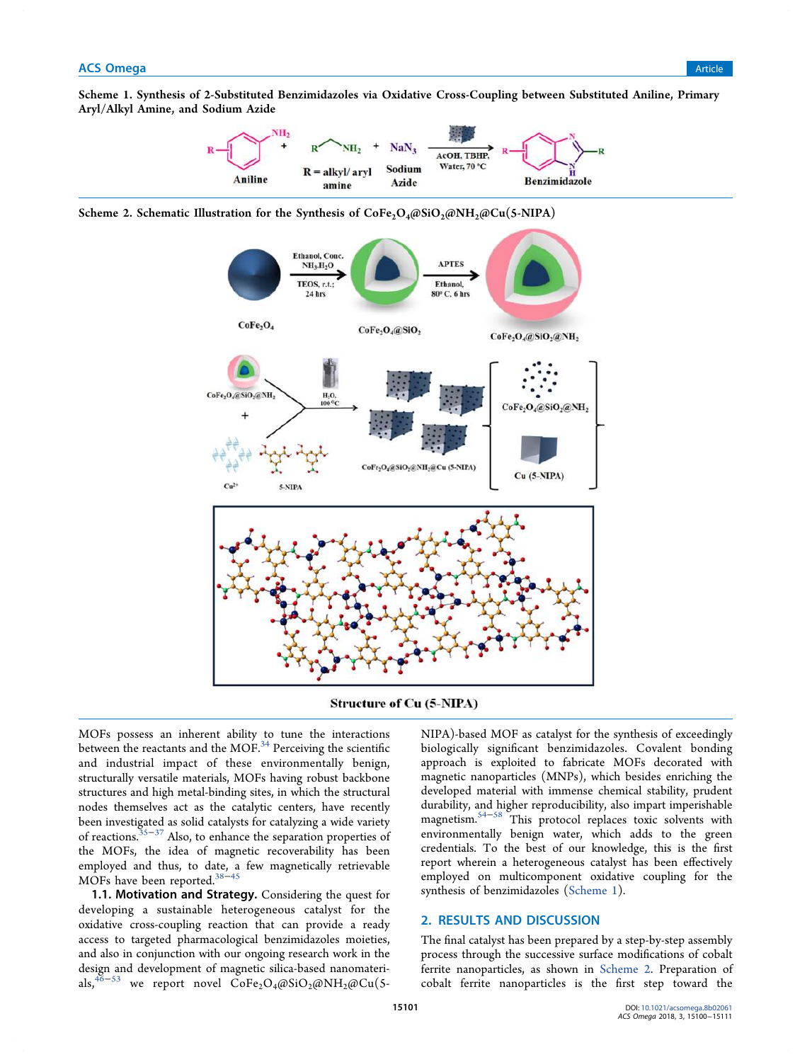**Scheme 1. Synthesis of 2-Substituted Benzimidazoles via Oxidative Cross-Coupling between Substituted Aniline, Primary Aryl/Alkyl Amine, and Sodium Azide**

**Scheme 2. Schematic Illustration for the Synthesis of $CoFe_2O_4@SiO_2@NH_2@Cu$(5-NIPA)**

MOFs possess an inherent ability to tune the interactions between the reactants and the MOF.[34] Perceiving the scientific and industrial impact of these environmentally benign, structurally versatile materials, MOFs having robust backbone structures and high metal-binding sites, in which the structural nodes themselves act as the catalytic centers, have recently been investigated as solid catalysts for catalyzing a wide variety of reactions.[35−37] Also, to enhance the separation properties of the MOFs, the idea of magnetic recoverability has been employed and thus, to date, a few magnetically retrievable MOFs have been reported.[38−45]

**1.1. Motivation and Strategy.** Considering the quest for developing a sustainable heterogeneous catalyst for the oxidative cross-coupling reaction that can provide a ready access to targeted pharmacological benzimidazoles moieties, and also in conjunction with our ongoing research work in the design and development of magnetic silica-based nanomaterials,[46−53] we report novel $CoFe_2O_4@SiO_2@NH_2@Cu$(5-NIPA)-based MOF as catalyst for the synthesis of exceedingly biologically significant benzimidazoles. Covalent bonding approach is exploited to fabricate MOFs decorated with magnetic nanoparticles (MNPs), which besides enriching the developed material with immense chemical stability, prudent durability, and higher reproducibility, also impart imperishable magnetism.[54−58] This protocol replaces toxic solvents with environmentally benign water, which adds to the green credentials. To the best of our knowledge, this is the first report wherein a heterogeneous catalyst has been effectively employed on multicomponent oxidative coupling for the synthesis of benzimidazoles (Scheme 1).

## 2. RESULTS AND DISCUSSION

The final catalyst has been prepared by a step-by-step assembly process through the successive surface modifications of cobalt ferrite nanoparticles, as shown in Scheme 2. Preparation of cobalt ferrite nanoparticles is the first step toward the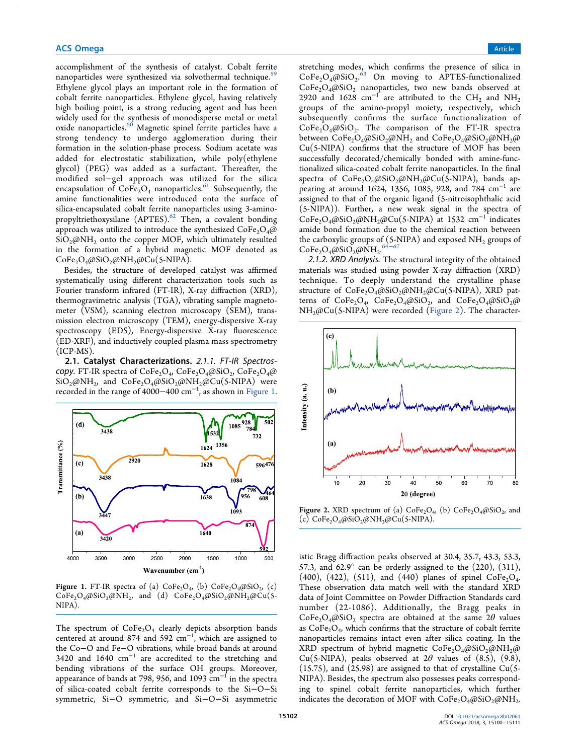accomplishment of the synthesis of catalyst. Cobalt ferrite nanoparticles were synthesized via solvothermal technique.[59] Ethylene glycol plays an important role in the formation of cobalt ferrite nanoparticles. Ethylene glycol, having relatively high boiling point, is a strong reducing agent and has been widely used for the synthesis of monodisperse metal or metal oxide nanoparticles.[60] Magnetic spinel ferrite particles have a strong tendency to undergo agglomeration during their formation in the solution-phase process. Sodium acetate was added for electrostatic stabilization, while poly(ethylene glycol) (PEG) was added as a surfactant. Thereafter, the modified sol−gel approach was utilized for the silica encapsulation of $CoFe_2O_4$ nanoparticles.[61] Subsequently, the amine functionalities were introduced onto the surface of silica-encapsulated cobalt ferrite nanoparticles using 3-aminopropyltriethoxysilane (APTES).[62] Then, a covalent bonding approach was utilized to introduce the synthesized $CoFe_2O_4$@$SiO_2$@$NH_2$ onto the copper MOF, which ultimately resulted in the formation of a hybrid magnetic MOF denoted as $CoFe_2O_4$@$SiO_2$@$NH_2$@Cu(5-NIPA).

Besides, the structure of developed catalyst was affirmed systematically using different characterization tools such as Fourier transform infrared (FT-IR), X-ray diffraction (XRD), thermogravimetric analysis (TGA), vibrating sample magnetometer (VSM), scanning electron microscopy (SEM), transmission electron microscopy (TEM), energy-dispersive X-ray spectroscopy (EDS), Energy-dispersive X-ray fluorescence (ED-XRF), and inductively coupled plasma mass spectrometry (ICP-MS).

## 2.1. Catalyst Characterizations.

*2.1.1. FT-IR Spectroscopy.* FT-IR spectra of $CoFe_2O_4$, $CoFe_2O_4$@$SiO_2$, $CoFe_2O_4$@$SiO_2$@$NH_2$, and $CoFe_2O_4$@$SiO_2$@$NH_2$@Cu(5-NIPA) were recorded in the range of 4000−400 $cm^{-1}$, as shown in Figure 1.

Figure 1. FT-IR spectra of (a) $CoFe_2O_4$, (b) $CoFe_2O_4$@$SiO_2$, (c) $CoFe_2O_4$@$SiO_2$@$NH_2$, and (d) $CoFe_2O_4$@$SiO_2$@$NH_2$@Cu(5-NIPA).

The spectrum of $CoFe_2O_4$ clearly depicts absorption bands centered at around 874 and 592 $cm^{-1}$, which are assigned to the Co−O and Fe−O vibrations, while broad bands at around 3420 and 1640 $cm^{-1}$ are accredited to the stretching and bending vibrations of the surface OH groups. Moreover, appearance of bands at 798, 956, and 1093 $cm^{-1}$ in the spectra of silica-coated cobalt ferrite corresponds to the Si−O−Si symmetric, Si−O symmetric, and Si−O−Si asymmetric stretching modes, which confirms the presence of silica in $CoFe_2O_4$@$SiO_2$.[63] On moving to APTES-functionalized $CoFe_2O_4$@$SiO_2$ nanoparticles, two new bands observed at 2920 and 1628 $cm^{-1}$ are attributed to the $CH_2$ and $NH_2$ groups of the amino-propyl moiety, respectively, which subsequently confirms the surface functionalization of $CoFe_2O_4$@$SiO_2$. The comparison of the FT-IR spectra between $CoFe_2O_4$@$SiO_2$@$NH_2$ and $CoFe_2O_4$@$SiO_2$@$NH_2$@Cu(5-NIPA) confirms that the structure of MOF has been successfully decorated/chemically bonded with amine-functionalized silica-coated cobalt ferrite nanoparticles. In the final spectra of $CoFe_2O_4$@$SiO_2$@$NH_2$@Cu(5-NIPA), bands appearing at around 1624, 1356, 1085, 928, and 784 $cm^{-1}$ are assigned to that of the organic ligand (5-nitroisophthalic acid (5-NIPA)). Further, a new weak signal in the spectra of $CoFe_2O_4$@$SiO_2$@$NH_2$@Cu(5-NIPA) at 1532 $cm^{-1}$ indicates amide bond formation due to the chemical reaction between the carboxylic groups of (5-NIPA) and exposed $NH_2$ groups of $CoFe_2O_4$@$SiO_2$@$NH_2$.[64−67]

*2.1.2. XRD Analysis.* The structural integrity of the obtained materials was studied using powder X-ray diffraction (XRD) technique. To deeply understand the crystalline phase structure of $CoFe_2O_4$@$SiO_2$@$NH_2$@Cu(5-NIPA), XRD patterns of $CoFe_2O_4$, $CoFe_2O_4$@$SiO_2$, and $CoFe_2O_4$@$SiO_2$@$NH_2$@Cu(5-NIPA) were recorded (Figure 2). The characteristic Bragg diffraction peaks observed at 30.4, 35.7, 43.3, 53.3, 57.3, and 62.9° can be orderly assigned to the (220), (311), (400), (422), (511), and (440) planes of spinel $CoFe_2O_4$. These observation data match well with the standard XRD data of Joint Committee on Powder Diffraction Standards card number (22-1086). Additionally, the Bragg peaks in $CoFe_2O_4$@$SiO_2$ spectra are obtained at the same 2$\theta$ values as $CoFe_2O_4$, which confirms that the structure of cobalt ferrite nanoparticles remains intact even after silica coating. In the XRD spectrum of hybrid magnetic $CoFe_2O_4$@$SiO_2$@$NH_2$@Cu(5-NIPA), peaks observed at 2$\theta$ values of (8.5), (9.8), (15.75), and (25.98) are assigned to that of crystalline Cu(5-NIPA). Besides, the spectrum also possesses peaks corresponding to spinel cobalt ferrite nanoparticles, which further indicates the decoration of MOF with $CoFe_2O_4$@$SiO_2$@$NH_2$.

Figure 2. XRD spectrum of (a) $CoFe_2O_4$, (b) $CoFe_2O_4$@$SiO_2$, and (c) $CoFe_2O_4$@$SiO_2$@$NH_2$@Cu(5-NIPA).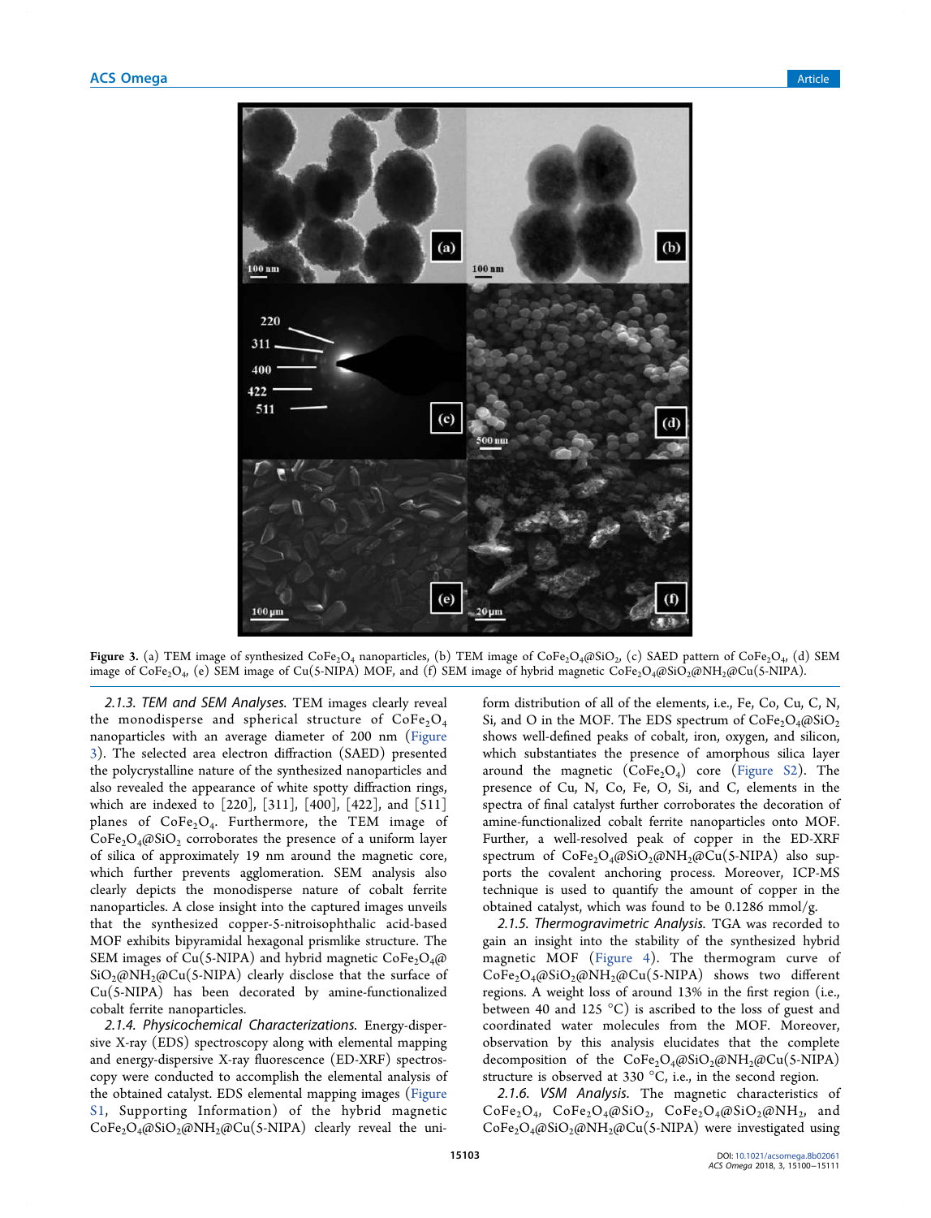Figure 3. (a) TEM image of synthesized $CoFe_2O_4$ nanoparticles, (b) TEM image of $CoFe_2O_4@SiO_2$, (c) SAED pattern of $CoFe_2O_4$, (d) SEM image of $CoFe_2O_4$, (e) SEM image of Cu(5-NIPA) MOF, and (f) SEM image of hybrid magnetic $CoFe_2O_4@SiO_2@NH_2@Cu$(5-NIPA).

*2.1.3. TEM and SEM Analyses.* TEM images clearly reveal the monodisperse and spherical structure of $CoFe_2O_4$ nanoparticles with an average diameter of 200 nm (Figure 3). The selected area electron diffraction (SAED) presented the polycrystalline nature of the synthesized nanoparticles and also revealed the appearance of white spotty diffraction rings, which are indexed to [220], [311], [400], [422], and [511] planes of $CoFe_2O_4$. Furthermore, the TEM image of $CoFe_2O_4@SiO_2$ corroborates the presence of a uniform layer of silica of approximately 19 nm around the magnetic core, which further prevents agglomeration. SEM analysis also clearly depicts the monodisperse nature of cobalt ferrite nanoparticles. A close insight into the captured images unveils that the synthesized copper-5-nitroisophthalic acid-based MOF exhibits bipyramidal hexagonal prismlike structure. The SEM images of Cu(5-NIPA) and hybrid magnetic $CoFe_2O_4@SiO_2@NH_2@Cu$(5-NIPA) clearly disclose that the surface of Cu(5-NIPA) has been decorated by amine-functionalized cobalt ferrite nanoparticles.

*2.1.4. Physicochemical Characterizations.* Energy-dispersive X-ray (EDS) spectroscopy along with elemental mapping and energy-dispersive X-ray fluorescence (ED-XRF) spectroscopy were conducted to accomplish the elemental analysis of the obtained catalyst. EDS elemental mapping images (Figure S1, Supporting Information) of the hybrid magnetic $CoFe_2O_4@SiO_2@NH_2@Cu$(5-NIPA) clearly reveal the uniform distribution of all of the elements, i.e., Fe, Co, Cu, C, N, Si, and O in the MOF. The EDS spectrum of $CoFe_2O_4@SiO_2$ shows well-defined peaks of cobalt, iron, oxygen, and silicon, which substantiates the presence of amorphous silica layer around the magnetic ($CoFe_2O_4$) core (Figure S2). The presence of Cu, N, Co, Fe, O, Si, and C, elements in the spectra of final catalyst further corroborates the decoration of amine-functionalized cobalt ferrite nanoparticles onto MOF. Further, a well-resolved peak of copper in the ED-XRF spectrum of $CoFe_2O_4@SiO_2@NH_2@Cu$(5-NIPA) also supports the covalent anchoring process. Moreover, ICP-MS technique is used to quantify the amount of copper in the obtained catalyst, which was found to be 0.1286 mmol/g.

*2.1.5. Thermogravimetric Analysis.* TGA was recorded to gain an insight into the stability of the synthesized hybrid magnetic MOF (Figure 4). The thermogram curve of $CoFe_2O_4@SiO_2@NH_2@Cu$(5-NIPA) shows two different regions. A weight loss of around 13% in the first region (i.e., between 40 and 125 °C) is ascribed to the loss of guest and coordinated water molecules from the MOF. Moreover, observation by this analysis elucidates that the complete decomposition of the $CoFe_2O_4@SiO_2@NH_2@Cu$(5-NIPA) structure is observed at 330 °C, i.e., in the second region.

*2.1.6. VSM Analysis.* The magnetic characteristics of $CoFe_2O_4$, $CoFe_2O_4@SiO_2$, $CoFe_2O_4@SiO_2@NH_2$, and $CoFe_2O_4@SiO_2@NH_2@Cu$(5-NIPA) were investigated using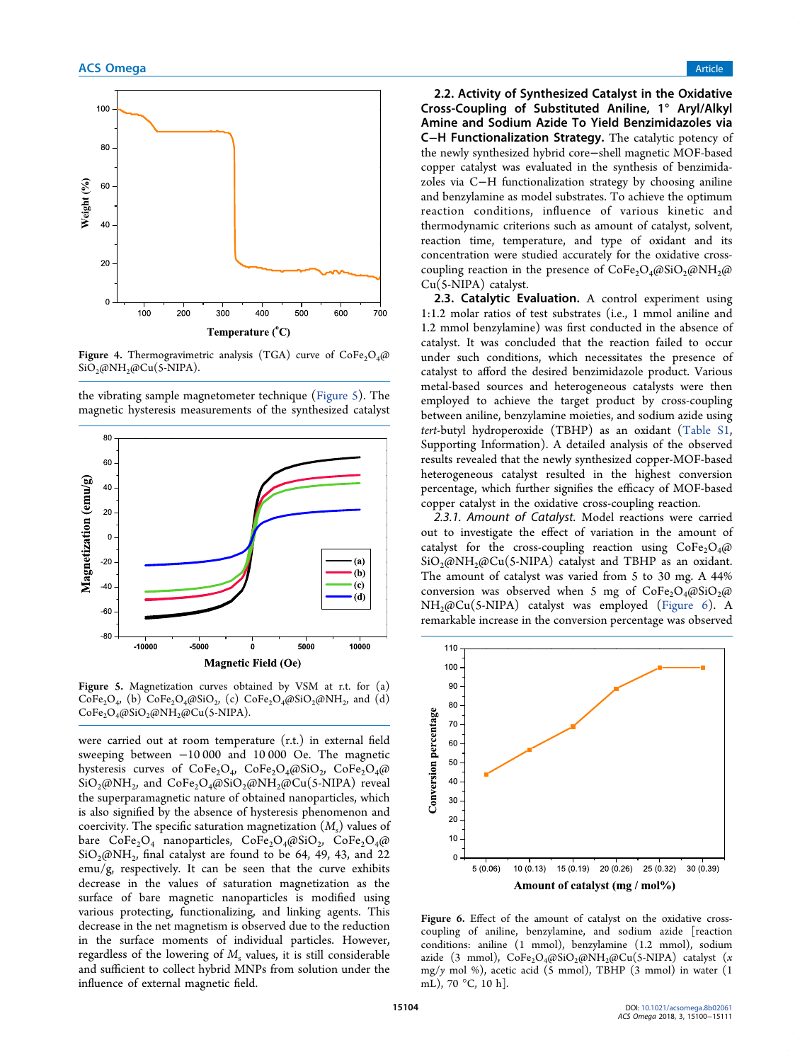Figure 4. Thermogravimetric analysis (TGA) curve of $CoFe_2O_4$@$SiO_2$@$NH_2$@Cu(5-NIPA).

the vibrating sample magnetometer technique (Figure 5). The magnetic hysteresis measurements of the synthesized catalyst were carried out at room temperature (r.t.) in external field sweeping between −10 000 and 10 000 Oe. The magnetic hysteresis curves of $CoFe_2O_4$, $CoFe_2O_4$@$SiO_2$, $CoFe_2O_4$@$SiO_2$@$NH_2$, and $CoFe_2O_4$@$SiO_2$@$NH_2$@Cu(5-NIPA) reveal the superparamagnetic nature of obtained nanoparticles, which is also signified by the absence of hysteresis phenomenon and coercivity. The specific saturation magnetization ($M_s$) values of bare $CoFe_2O_4$ nanoparticles, $CoFe_2O_4$@$SiO_2$, $CoFe_2O_4$@$SiO_2$@$NH_2$, final catalyst are found to be 64, 49, 43, and 22 emu/g, respectively. It can be seen that the curve exhibits decrease in the values of saturation magnetization as the surface of bare magnetic nanoparticles is modified using various protecting, functionalizing, and linking agents. This decrease in the net magnetism is observed due to the reduction in the surface moments of individual particles. However, regardless of the lowering of $M_s$ values, it is still considerable and sufficient to collect hybrid MNPs from solution under the influence of external magnetic field.

Figure 5. Magnetization curves obtained by VSM at r.t. for (a) $CoFe_2O_4$, (b) $CoFe_2O_4$@$SiO_2$, (c) $CoFe_2O_4$@$SiO_2$@$NH_2$, and (d) $CoFe_2O_4$@$SiO_2$@$NH_2$@Cu(5-NIPA).

### 2.2. Activity of Synthesized Catalyst in the Oxidative Cross-Coupling of Substituted Aniline, 1° Aryl/Alkyl Amine and Sodium Azide To Yield Benzimidazoles via C−H Functionalization Strategy.

The catalytic potency of the newly synthesized hybrid core−shell magnetic MOF-based copper catalyst was evaluated in the synthesis of benzimidazoles via C−H functionalization strategy by choosing aniline and benzylamine as model substrates. To achieve the optimum reaction conditions, influence of various kinetic and thermodynamic criterions such as amount of catalyst, solvent, reaction time, temperature, and type of oxidant and its concentration were studied accurately for the oxidative cross-coupling reaction in the presence of $CoFe_2O_4$@$SiO_2$@$NH_2$@Cu(5-NIPA) catalyst.

### 2.3. Catalytic Evaluation.

A control experiment using 1:1.2 molar ratios of test substrates (i.e., 1 mmol aniline and 1.2 mmol benzylamine) was first conducted in the absence of catalyst. It was concluded that the reaction failed to occur under such conditions, which necessitates the presence of catalyst to afford the desired benzimidazole product. Various metal-based sources and heterogeneous catalysts were then employed to achieve the target product by cross-coupling between aniline, benzylamine moieties, and sodium azide using *tert*-butyl hydroperoxide (TBHP) as an oxidant (Table S1, Supporting Information). A detailed analysis of the observed results revealed that the newly synthesized copper-MOF-based heterogeneous catalyst resulted in the highest conversion percentage, which further signifies the efficacy of MOF-based copper catalyst in the oxidative cross-coupling reaction.

*2.3.1. Amount of Catalyst.* Model reactions were carried out to investigate the effect of variation in the amount of catalyst for the cross-coupling reaction using $CoFe_2O_4$@$SiO_2$@$NH_2$@Cu(5-NIPA) catalyst and TBHP as an oxidant. The amount of catalyst was varied from 5 to 30 mg. A 44% conversion was observed when 5 mg of $CoFe_2O_4$@$SiO_2$@$NH_2$@Cu(5-NIPA) catalyst was employed (Figure 6). A remarkable increase in the conversion percentage was observed

Figure 6. Effect of the amount of catalyst on the oxidative cross-coupling of aniline, benzylamine, and sodium azide [reaction conditions: aniline (1 mmol), benzylamine (1.2 mmol), sodium azide (3 mmol), $CoFe_2O_4$@$SiO_2$@$NH_2$@Cu(5-NIPA) catalyst ($x$ mg/$y$ mol %), acetic acid (5 mmol), TBHP (3 mmol) in water (1 mL), 70 °C, 10 h].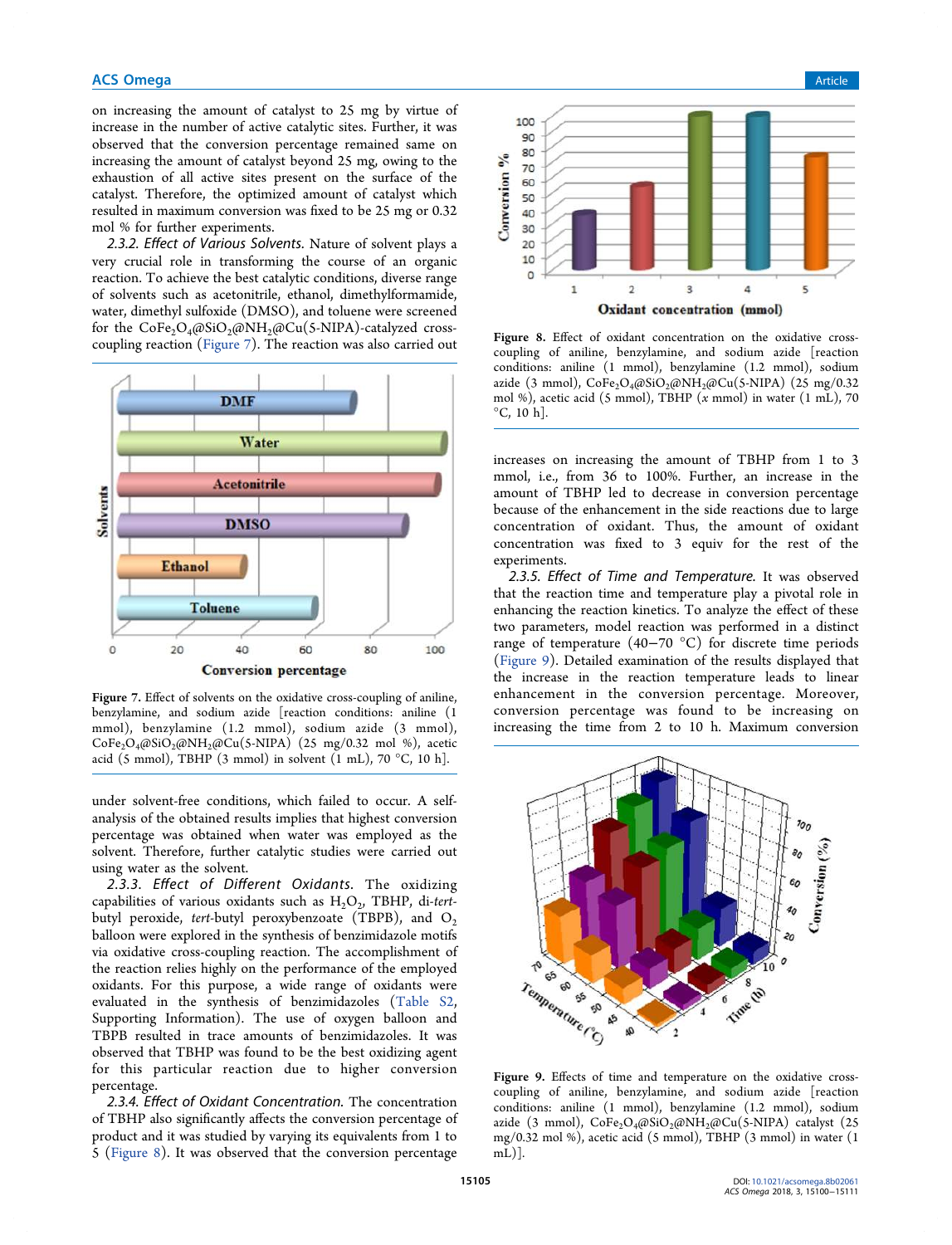on increasing the amount of catalyst to 25 mg by virtue of increase in the number of active catalytic sites. Further, it was observed that the conversion percentage remained same on increasing the amount of catalyst beyond 25 mg, owing to the exhaustion of all active sites present on the surface of the catalyst. Therefore, the optimized amount of catalyst which resulted in maximum conversion was fixed to be 25 mg or 0.32 mol % for further experiments.

*2.3.2. Effect of Various Solvents.* Nature of solvent plays a very crucial role in transforming the course of an organic reaction. To achieve the best catalytic conditions, diverse range of solvents such as acetonitrile, ethanol, dimethylformamide, water, dimethyl sulfoxide (DMSO), and toluene were screened for the $CoFe_2O_4@SiO_2@NH_2@Cu(5\text{-NIPA})$-catalyzed cross-coupling reaction (Figure 7). The reaction was also carried out under solvent-free conditions, which failed to occur. A self-analysis of the obtained results implies that highest conversion percentage was obtained when water was employed as the solvent. Therefore, further catalytic studies were carried out using water as the solvent.

Figure 7. Effect of solvents on the oxidative cross-coupling of aniline, benzylamine, and sodium azide [reaction conditions: aniline (1 mmol), benzylamine (1.2 mmol), sodium azide (3 mmol), $CoFe_2O_4@SiO_2@NH_2@Cu(5\text{-NIPA})$ (25 mg/0.32 mol %), acetic acid (5 mmol), TBHP (3 mmol) in solvent (1 mL), 70 °C, 10 h].

*2.3.3. Effect of Different Oxidants.* The oxidizing capabilities of various oxidants such as $H_2O_2$, TBHP, di-*tert*-butyl peroxide, *tert*-butyl peroxybenzoate (TBPB), and $O_2$ balloon were explored in the synthesis of benzimidazoles motifs via oxidative cross-coupling reaction. The accomplishment of the reaction relies highly on the performance of the employed oxidants. For this purpose, a wide range of oxidants were evaluated in the synthesis of benzimidazoles (Table S2, Supporting Information). The use of oxygen balloon and TBPB resulted in trace amounts of benzimidazoles. It was observed that TBHP was found to be the best oxidizing agent for this particular reaction due to higher conversion percentage.

*2.3.4. Effect of Oxidant Concentration.* The concentration of TBHP also significantly affects the conversion percentage of product and it was studied by varying its equivalents from 1 to 5 (Figure 8). It was observed that the conversion percentage increases on increasing the amount of TBHP from 1 to 3 mmol, i.e., from 36 to 100%. Further, an increase in the amount of TBHP led to decrease in conversion percentage because of the enhancement in the side reactions due to large concentration of oxidant. Thus, the amount of oxidant concentration was fixed to 3 equiv for the rest of the experiments.

Figure 8. Effect of oxidant concentration on the oxidative cross-coupling of aniline, benzylamine, and sodium azide [reaction conditions: aniline (1 mmol), benzylamine (1.2 mmol), sodium azide (3 mmol), $CoFe_2O_4@SiO_2@NH_2@Cu(5\text{-NIPA})$ (25 mg/0.32 mol %), acetic acid (5 mmol), TBHP ($x$ mmol) in water (1 mL), 70 °C, 10 h].

*2.3.5. Effect of Time and Temperature.* It was observed that the reaction time and temperature play a pivotal role in enhancing the reaction kinetics. To analyze the effect of these two parameters, model reaction was performed in a distinct range of temperature (40−70 °C) for discrete time periods (Figure 9). Detailed examination of the results displayed that the increase in the reaction temperature leads to linear enhancement in the conversion percentage. Moreover, conversion percentage was found to be increasing on increasing the time from 2 to 10 h. Maximum conversion

Figure 9. Effects of time and temperature on the oxidative cross-coupling of aniline, benzylamine, and sodium azide [reaction conditions: aniline (1 mmol), benzylamine (1.2 mmol), sodium azide (3 mmol), $CoFe_2O_4@SiO_2@NH_2@Cu(5\text{-NIPA})$ catalyst (25 mg/0.32 mol %), acetic acid (5 mmol), TBHP (3 mmol) in water (1 mL)].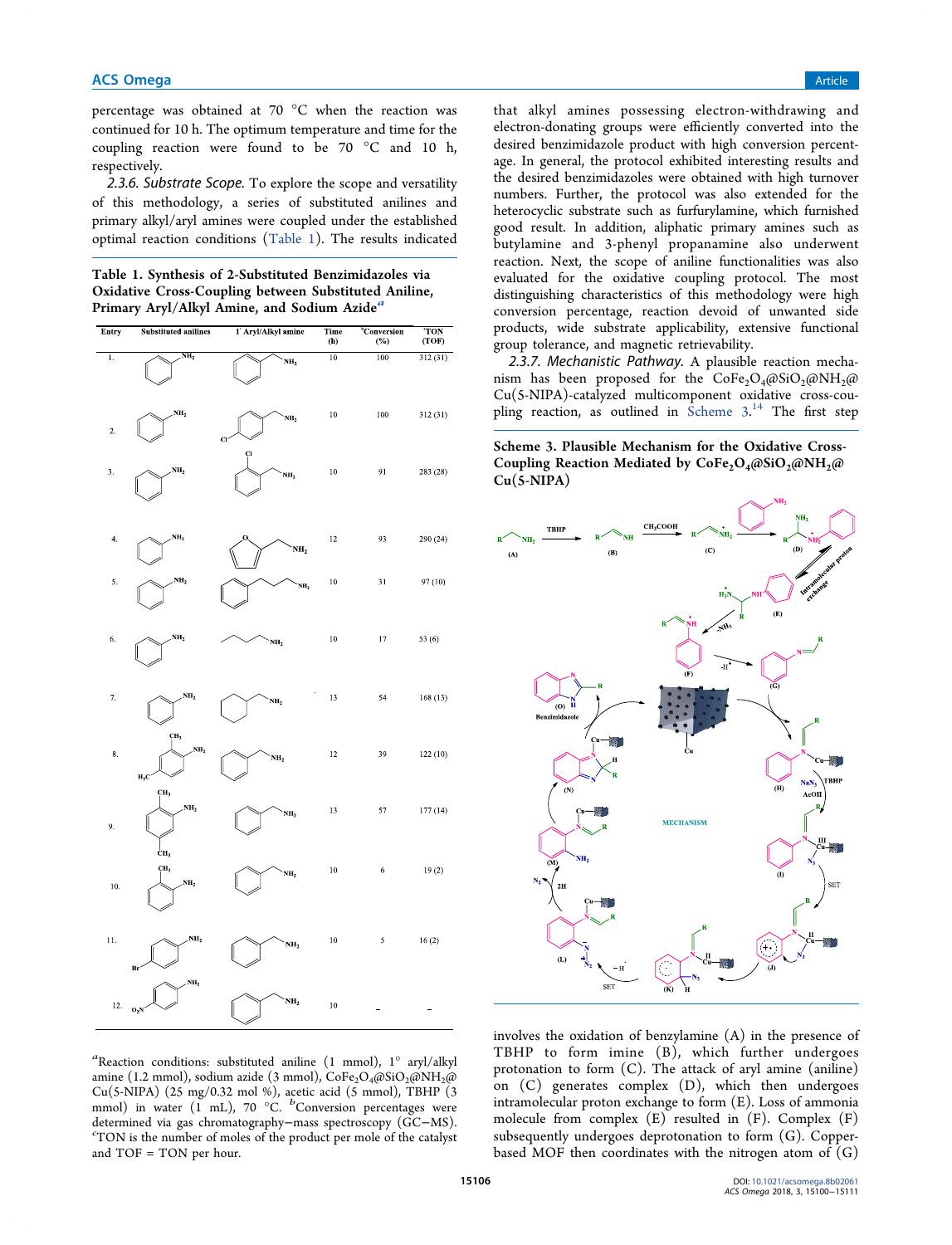percentage was obtained at 70 °C when the reaction was continued for 10 h. The optimum temperature and time for the coupling reaction were found to be 70 °C and 10 h, respectively.

*2.3.6. Substrate Scope.* To explore the scope and versatility of this methodology, a series of substituted anilines and primary alkyl/aryl amines were coupled under the established optimal reaction conditions (Table 1). The results indicated that alkyl amines possessing electron-withdrawing and electron-donating groups were efficiently converted into the desired benzimidazole product with high conversion percentage. In general, the protocol exhibited interesting results and the desired benzimidazoles were obtained with high turnover numbers. Further, the protocol was also extended for the heterocyclic substrate such as furfurylamine, which furnished good result. In addition, aliphatic primary amines such as butylamine and 3-phenyl propanamine also underwent reaction. Next, the scope of aniline functionalities was also evaluated for the oxidative coupling protocol. The most distinguishing characteristics of this methodology were high conversion percentage, reaction devoid of unwanted side products, wide substrate applicability, extensive functional group tolerance, and magnetic retrievability.

**Table 1. Synthesis of 2-Substituted Benzimidazoles via Oxidative Cross-Coupling between Substituted Aniline, Primary Aryl/Alkyl Amine, and Sodium Azide[a]**

| Entry | Substituted anilines | 1° Aryl/Alkyl amine | Time (h) | [b]Conversion (%) | [c]TON (TOF) |
|---|---|---|---|---|---|
| 1. | aniline | benzylamine | 10 | 100 | 312 (31) |
| 2. | aniline | 4-chlorobenzylamine | 10 | 100 | 312 (31) |
| 3. | aniline | 2-chlorobenzylamine | 10 | 91 | 283 (28) |
| 4. | aniline | furfurylamine | 12 | 93 | 290 (24) |
| 5. | aniline | 3-phenylpropanamine | 10 | 31 | 97 (10) |
| 6. | aniline | butylamine | 10 | 17 | 53 (6) |
| 7. | aniline | cyclohexylmethylamine | 13 | 54 | 168 (13) |
| 8. | 2,4-dimethylaniline | benzylamine | 12 | 39 | 122 (10) |
| 9. | 2,5-dimethylaniline | benzylamine | 13 | 57 | 177 (14) |
| 10. | 2-methylaniline | benzylamine | 10 | 6 | 19 (2) |
| 11. | 4-bromoaniline | benzylamine | 10 | 5 | 16 (2) |
| 12. | 4-nitroaniline | benzylamine | 10 | – | – |

[a]Reaction conditions: substituted aniline (1 mmol), 1° aryl/alkyl amine (1.2 mmol), sodium azide (3 mmol), $CoFe_2O_4@SiO_2@NH_2@Cu(5\text{-}NIPA)$ (25 mg/0.32 mol %), acetic acid (5 mmol), TBHP (3 mmol) in water (1 mL), 70 °C. [b]Conversion percentages were determined via gas chromatography−mass spectroscopy (GC−MS). [c]TON is the number of moles of the product per mole of the catalyst and TOF = TON per hour.

*2.3.7. Mechanistic Pathway.* A plausible reaction mechanism has been proposed for the $CoFe_2O_4@SiO_2@NH_2@Cu(5\text{-}NIPA)$-catalyzed multicomponent oxidative cross-coupling reaction, as outlined in Scheme 3.[14] The first step involves the oxidation of benzylamine (A) in the presence of TBHP to form imine (B), which further undergoes protonation to form (C). The attack of aryl amine (aniline) on (C) generates complex (D), which then undergoes intramolecular proton exchange to form (E). Loss of ammonia molecule from complex (E) resulted in (F). Complex (F) subsequently undergoes deprotonation to form (G). Copper-based MOF then coordinates with the nitrogen atom of (G)

**Scheme 3. Plausible Mechanism for the Oxidative Cross-Coupling Reaction Mediated by $CoFe_2O_4@SiO_2@NH_2@Cu(5\text{-}NIPA)$**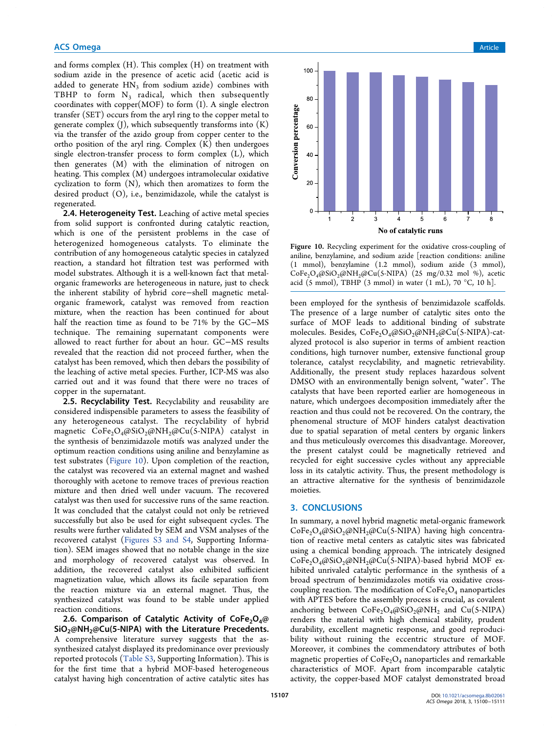and forms complex (H). This complex (H) on treatment with sodium azide in the presence of acetic acid (acetic acid is added to generate $HN_3$ from sodium azide) combines with TBHP to form $N_3$ radical, which then subsequently coordinates with copper(MOF) to form (I). A single electron transfer (SET) occurs from the aryl ring to the copper metal to generate complex (J), which subsequently transforms into (K) via the transfer of the azido group from copper center to the ortho position of the aryl ring. Complex (K) then undergoes single electron-transfer process to form complex (L), which then generates (M) with the elimination of nitrogen on heating. This complex (M) undergoes intramolecular oxidative cyclization to form (N), which then aromatizes to form the desired product (O), i.e., benzimidazole, while the catalyst is regenerated.

**2.4. Heterogeneity Test.** Leaching of active metal species from solid support is confronted during catalytic reaction, which is one of the persistent problems in the case of heterogenized homogeneous catalysts. To eliminate the contribution of any homogeneous catalytic species in catalyzed reaction, a standard hot filtration test was performed with model substrates. Although it is a well-known fact that metal-organic frameworks are heterogeneous in nature, just to check the inherent stability of hybrid core−shell magnetic metal-organic framework, catalyst was removed from reaction mixture, when the reaction has been continued for about half the reaction time as found to be 71% by the GC−MS technique. The remaining supernatant components were allowed to react further for about an hour. GC−MS results revealed that the reaction did not proceed further, when the catalyst has been removed, which then debars the possibility of the leaching of active metal species. Further, ICP-MS was also carried out and it was found that there were no traces of copper in the supernatant.

**2.5. Recyclability Test.** Recyclability and reusability are considered indispensible parameters to assess the feasibility of any heterogeneous catalyst. The recyclability of hybrid magnetic $CoFe_2O_4@SiO_2@NH_2@Cu$(5-NIPA) catalyst in the synthesis of benzimidazole motifs was analyzed under the optimum reaction conditions using aniline and benzylamine as test substrates (Figure 10). Upon completion of the reaction, the catalyst was recovered via an external magnet and washed thoroughly with acetone to remove traces of previous reaction mixture and then dried well under vacuum. The recovered catalyst was then used for successive runs of the same reaction. It was concluded that the catalyst could not only be retrieved successfully but also be used for eight subsequent cycles. The results were further validated by SEM and VSM analyses of the recovered catalyst (Figures S3 and S4, Supporting Information). SEM images showed that no notable change in the size and morphology of recovered catalyst was observed. In addition, the recovered catalyst also exhibited sufficient magnetization value, which allows its facile separation from the reaction mixture via an external magnet. Thus, the synthesized catalyst was found to be stable under applied reaction conditions.

**2.6. Comparison of Catalytic Activity of $CoFe_2O_4@SiO_2@NH_2@Cu$(5-NIPA) with the Literature Precedents.** A comprehensive literature survey suggests that the as-synthesized catalyst displayed its predominance over previously reported protocols (Table S3, Supporting Information). This is for the first time that a hybrid MOF-based heterogeneous catalyst having high concentration of active catalytic sites has been employed for the synthesis of benzimidazole scaffolds. The presence of a large number of catalytic sites onto the surface of MOF leads to additional binding of substrate molecules. Besides, $CoFe_2O_4@SiO_2@NH_2@Cu$(5-NIPA)-catalyzed protocol is also superior in terms of ambient reaction conditions, high turnover number, extensive functional group tolerance, catalyst recyclability, and magnetic retrievability. Additionally, the present study replaces hazardous solvent DMSO with an environmentally benign solvent, "water". The catalysts that have been reported earlier are homogeneous in nature, which undergoes decomposition immediately after the reaction and thus could not be recovered. On the contrary, the phenomenal structure of MOF hinders catalyst deactivation due to spatial separation of metal centers by organic linkers and thus meticulously overcomes this disadvantage. Moreover, the present catalyst could be magnetically retrieved and recycled for eight successive cycles without any appreciable loss in its catalytic activity. Thus, the present methodology is an attractive alternative for the synthesis of benzimidazole moieties.

Figure 10. Recycling experiment for the oxidative cross-coupling of aniline, benzylamine, and sodium azide [reaction conditions: aniline (1 mmol), benzylamine (1.2 mmol), sodium azide (3 mmol), $CoFe_2O_4@SiO_2@NH_2@Cu$(5-NIPA) (25 mg/0.32 mol %), acetic acid (5 mmol), TBHP (3 mmol) in water (1 mL), 70 °C, 10 h].

## 3. CONCLUSIONS

In summary, a novel hybrid magnetic metal-organic framework $CoFe_2O_4@SiO_2@NH_2@Cu$(5-NIPA) having high concentration of reactive metal centers as catalytic sites was fabricated using a chemical bonding approach. The intricately designed $CoFe_2O_4@SiO_2@NH_2@Cu$(5-NIPA)-based hybrid MOF exhibited unrivaled catalytic performance in the synthesis of a broad spectrum of benzimidazoles motifs via oxidative cross-coupling reaction. The modification of $CoFe_2O_4$ nanoparticles with APTES before the assembly process is crucial, as covalent anchoring between $CoFe_2O_4@SiO_2@NH_2$ and Cu(5-NIPA) renders the material with high chemical stability, prudent durability, excellent magnetic response, and good reproducibility without ruining the eccentric structure of MOF. Moreover, it combines the commendatory attributes of both magnetic properties of $CoFe_2O_4$ nanoparticles and remarkable characteristics of MOF. Apart from incomparable catalytic activity, the copper-based MOF catalyst demonstrated broad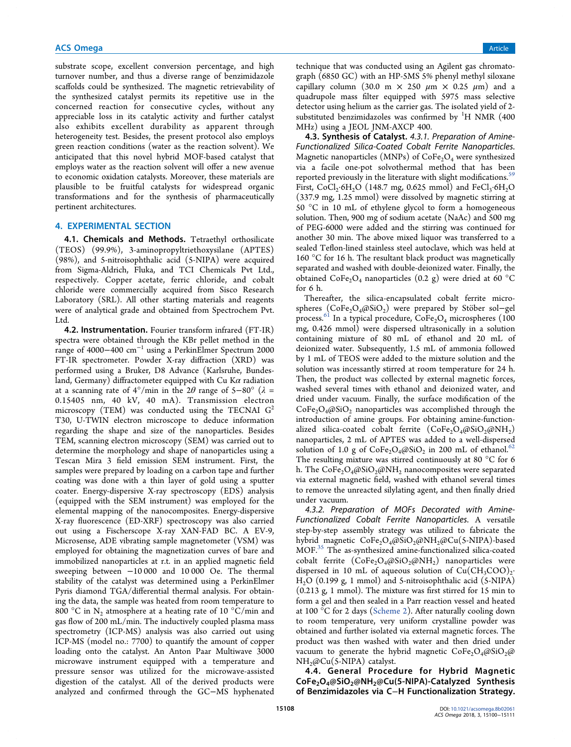substrate scope, excellent conversion percentage, and high turnover number, and thus a diverse range of benzimidazole scaffolds could be synthesized. The magnetic retrievability of the synthesized catalyst permits its repetitive use in the concerned reaction for consecutive cycles, without any appreciable loss in its catalytic activity and further catalyst also exhibits excellent durability as apparent through heterogeneity test. Besides, the present protocol also employs green reaction conditions (water as the reaction solvent). We anticipated that this novel hybrid MOF-based catalyst that employs water as the reaction solvent will offer a new avenue to economic oxidation catalysts. Moreover, these materials are plausible to be fruitful catalysts for widespread organic transformations and for the synthesis of pharmaceutically pertinent architectures.

## 4. EXPERIMENTAL SECTION

**4.1. Chemicals and Methods.** Tetraethyl orthosilicate (TEOS) (99.9%), 3-aminopropyltriethoxysilane (APTES) (98%), and 5-nitroisophthalic acid (5-NIPA) were acquired from Sigma-Aldrich, Fluka, and TCI Chemicals Pvt Ltd., respectively. Copper acetate, ferric chloride, and cobalt chloride were commercially acquired from Sisco Research Laboratory (SRL). All other starting materials and reagents were of analytical grade and obtained from Spectrochem Pvt. Ltd.

**4.2. Instrumentation.** Fourier transform infrared (FT-IR) spectra were obtained through the KBr pellet method in the range of 4000−400 $cm^{-1}$ using a PerkinElmer Spectrum 2000 FT-IR spectrometer. Powder X-ray diffraction (XRD) was performed using a Bruker, D8 Advance (Karlsruhe, Bundesland, Germany) diffractometer equipped with Cu K$\alpha$ radiation at a scanning rate of 4°/min in the $2\theta$ range of 5−80° ($\lambda$ = 0.15405 nm, 40 kV, 40 mA). Transmission electron microscopy (TEM) was conducted using the TECNAI $G^2$ T30, U-TWIN electron microscope to deduce information regarding the shape and size of the nanoparticles. Besides TEM, scanning electron microscopy (SEM) was carried out to determine the morphology and shape of nanoparticles using a Tescan Mira 3 field emission SEM instrument. First, the samples were prepared by loading on a carbon tape and further coating was done with a thin layer of gold using a sputter coater. Energy-dispersive X-ray spectroscopy (EDS) analysis (equipped with the SEM instrument) was employed for the elemental mapping of the nanocomposites. Energy-dispersive X-ray fluorescence (ED-XRF) spectroscopy was also carried out using a Fischerscope X-ray XAN-FAD BC. A EV-9, Microsense, ADE vibrating sample magnetometer (VSM) was employed for obtaining the magnetization curves of bare and immobilized nanoparticles at r.t. in an applied magnetic field sweeping between −10 000 and 10 000 Oe. The thermal stability of the catalyst was determined using a PerkinElmer Pyris diamond TGA/differential thermal analysis. For obtaining the data, the sample was heated from room temperature to 800 °C in $N_2$ atmosphere at a heating rate of 10 °C/min and gas flow of 200 mL/min. The inductively coupled plasma mass spectrometry (ICP-MS) analysis was also carried out using ICP-MS (model no.: 7700) to quantify the amount of copper loading onto the catalyst. An Anton Paar Multiwave 3000 microwave instrument equipped with a temperature and pressure sensor was utilized for the microwave-assisted digestion of the catalyst. All of the derived products were analyzed and confirmed through the GC−MS hyphenated technique that was conducted using an Agilent gas chromatograph (6850 GC) with an HP-5MS 5% phenyl methyl siloxane capillary column (30.0 m × 250 $\mu$m × 0.25 $\mu$m) and a quadrupole mass filter equipped with 5975 mass selective detector using helium as the carrier gas. The isolated yield of 2-substituted benzimidazoles was confirmed by $^1$H NMR (400 MHz) using a JEOL JNM-AXCP 400.

**4.3. Synthesis of Catalyst.** *4.3.1. Preparation of Amine-Functionalized Silica-Coated Cobalt Ferrite Nanoparticles.* Magnetic nanoparticles (MNPs) of $CoFe_2O_4$ were synthesized via a facile one-pot solvothermal method that has been reported previously in the literature with slight modifications.[59] First, $CoCl_2 \cdot 6H_2O$ (148.7 mg, 0.625 mmol) and $FeCl_3 \cdot 6H_2O$ (337.9 mg, 1.25 mmol) were dissolved by magnetic stirring at 50 °C in 10 mL of ethylene glycol to form a homogeneous solution. Then, 900 mg of sodium acetate (NaAc) and 500 mg of PEG-6000 were added and the stirring was continued for another 30 min. The above mixed liquor was transferred to a sealed Teflon-lined stainless steel autoclave, which was held at 160 °C for 16 h. The resultant black product was magnetically separated and washed with double-deionized water. Finally, the obtained $CoFe_2O_4$ nanoparticles (0.2 g) were dried at 60 °C for 6 h.

Thereafter, the silica-encapsulated cobalt ferrite microspheres ($CoFe_2O_4@SiO_2$) were prepared by Stöber sol−gel process.[61] In a typical procedure, $CoFe_2O_4$ microspheres (100 mg, 0.426 mmol) were dispersed ultrasonically in a solution containing mixture of 80 mL of ethanol and 20 mL of deionized water. Subsequently, 1.5 mL of ammonia followed by 1 mL of TEOS were added to the mixture solution and the solution was incessantly stirred at room temperature for 24 h. Then, the product was collected by external magnetic forces, washed several times with ethanol and deionized water, and dried under vacuum. Finally, the surface modification of the $CoFe_2O_4@SiO_2$ nanoparticles was accomplished through the introduction of amine groups. For obtaining amine-functionalized silica-coated cobalt ferrite ($CoFe_2O_4@SiO_2@NH_2$) nanoparticles, 2 mL of APTES was added to a well-dispersed solution of 1.0 g of $CoFe_2O_4@SiO_2$ in 200 mL of ethanol.[62] The resulting mixture was stirred continuously at 80 °C for 6 h. The $CoFe_2O_4@SiO_2@NH_2$ nanocomposites were separated via external magnetic field, washed with ethanol several times to remove the unreacted silylating agent, and then finally dried under vacuum.

*4.3.2. Preparation of MOFs Decorated with Amine-Functionalized Cobalt Ferrite Nanoparticles.* A versatile step-by-step assembly strategy was utilized to fabricate the hybrid magnetic $CoFe_2O_4@SiO_2@NH_2@Cu$(5-NIPA)-based MOF.[35] The as-synthesized amine-functionalized silica-coated cobalt ferrite ($CoFe_2O_4@SiO_2@NH_2$) nanoparticles were dispersed in 10 mL of aqueous solution of $Cu(CH_3COO)_2 \cdot H_2O$ (0.199 g, 1 mmol) and 5-nitroisophthalic acid (5-NIPA) (0.213 g, 1 mmol). The mixture was first stirred for 15 min to form a gel and then sealed in a Parr reaction vessel and heated at 100 °C for 2 days (Scheme 2). After naturally cooling down to room temperature, very uniform crystalline powder was obtained and further isolated via external magnetic forces. The product was then washed with water and then dried under vacuum to generate the hybrid magnetic $CoFe_2O_4@SiO_2@NH_2@Cu$(5-NIPA) catalyst.

**4.4. General Procedure for Hybrid Magnetic $CoFe_2O_4@SiO_2@NH_2@Cu$(5-NIPA)-Catalyzed Synthesis of Benzimidazoles via C−H Functionalization Strategy.**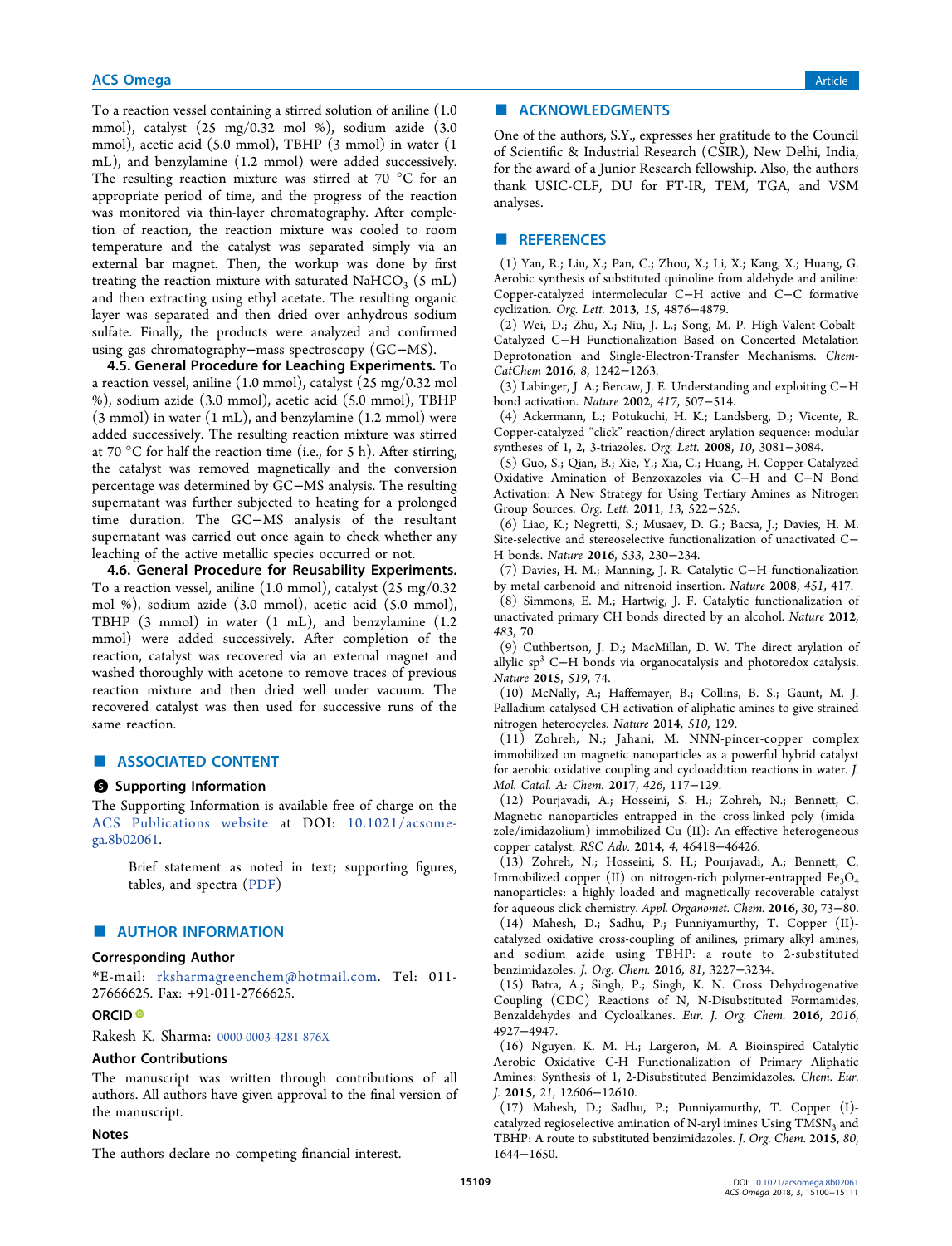To a reaction vessel containing a stirred solution of aniline (1.0 mmol), catalyst (25 mg/0.32 mol %), sodium azide (3.0 mmol), acetic acid (5.0 mmol), TBHP (3 mmol) in water (1 mL), and benzylamine (1.2 mmol) were added successively. The resulting reaction mixture was stirred at 70 °C for an appropriate period of time, and the progress of the reaction was monitored via thin-layer chromatography. After completion of reaction, the reaction mixture was cooled to room temperature and the catalyst was separated simply via an external bar magnet. Then, the workup was done by first treating the reaction mixture with saturated $NaHCO_3$ (5 mL) and then extracting using ethyl acetate. The resulting organic layer was separated and then dried over anhydrous sodium sulfate. Finally, the products were analyzed and confirmed using gas chromatography−mass spectroscopy (GC−MS).

**4.5. General Procedure for Leaching Experiments.** To a reaction vessel, aniline (1.0 mmol), catalyst (25 mg/0.32 mol %), sodium azide (3.0 mmol), acetic acid (5.0 mmol), TBHP (3 mmol) in water (1 mL), and benzylamine (1.2 mmol) were added successively. The resulting reaction mixture was stirred at 70 °C for half the reaction time (i.e., for 5 h). After stirring, the catalyst was removed magnetically and the conversion percentage was determined by GC−MS analysis. The resulting supernatant was further subjected to heating for a prolonged time duration. The GC−MS analysis of the resultant supernatant was carried out once again to check whether any leaching of the active metallic species occurred or not.

**4.6. General Procedure for Reusability Experiments.** To a reaction vessel, aniline (1.0 mmol), catalyst (25 mg/0.32 mol %), sodium azide (3.0 mmol), acetic acid (5.0 mmol), TBHP (3 mmol) in water (1 mL), and benzylamine (1.2 mmol) were added successively. After completion of the reaction, catalyst was recovered via an external magnet and washed thoroughly with acetone to remove traces of previous reaction mixture and then dried well under vacuum. The recovered catalyst was then used for successive runs of the same reaction.

## ■ ASSOCIATED CONTENT

### Supporting Information

The Supporting Information is available free of charge on the ACS Publications website at DOI: 10.1021/acsomega.8b02061.

> Brief statement as noted in text; supporting figures, tables, and spectra (PDF)

## ■ AUTHOR INFORMATION

### Corresponding Author

*E-mail: rksharmagreenchem@hotmail.com. Tel: 011-27666625. Fax: +91-011-2766625.

### ORCID

Rakesh K. Sharma: 0000-0003-4281-876X

### Author Contributions

The manuscript was written through contributions of all authors. All authors have given approval to the final version of the manuscript.

### Notes

The authors declare no competing financial interest.

## ■ ACKNOWLEDGMENTS

One of the authors, S.Y., expresses her gratitude to the Council of Scientific & Industrial Research (CSIR), New Delhi, India, for the award of a Junior Research fellowship. Also, the authors thank USIC-CLF, DU for FT-IR, TEM, TGA, and VSM analyses.

## ■ REFERENCES

(1) Yan, R.; Liu, X.; Pan, C.; Zhou, X.; Li, X.; Kang, X.; Huang, G. Aerobic synthesis of substituted quinoline from aldehyde and aniline: Copper-catalyzed intermolecular C−H active and C−C formative cyclization. *Org. Lett.* **2013**, *15*, 4876−4879.

(2) Wei, D.; Zhu, X.; Niu, J. L.; Song, M. P. High-Valent-Cobalt-Catalyzed C−H Functionalization Based on Concerted Metalation Deprotonation and Single-Electron-Transfer Mechanisms. *ChemCatChem* **2016**, *8*, 1242−1263.

(3) Labinger, J. A.; Bercaw, J. E. Understanding and exploiting C−H bond activation. *Nature* **2002**, *417*, 507−514.

(4) Ackermann, L.; Potukuchi, H. K.; Landsberg, D.; Vicente, R. Copper-catalyzed "click" reaction/direct arylation sequence: modular syntheses of 1, 2, 3-triazoles. *Org. Lett.* **2008**, *10*, 3081−3084.

(5) Guo, S.; Qian, B.; Xie, Y.; Xia, C.; Huang, H. Copper-Catalyzed Oxidative Amination of Benzoxazoles via C−H and C−N Bond Activation: A New Strategy for Using Tertiary Amines as Nitrogen Group Sources. *Org. Lett.* **2011**, *13*, 522−525.

(6) Liao, K.; Negretti, S.; Musaev, D. G.; Bacsa, J.; Davies, H. M. Site-selective and stereoselective functionalization of unactivated C−H bonds. *Nature* **2016**, *533*, 230−234.

(7) Davies, H. M.; Manning, J. R. Catalytic C−H functionalization by metal carbenoid and nitrenoid insertion. *Nature* **2008**, *451*, 417.

(8) Simmons, E. M.; Hartwig, J. F. Catalytic functionalization of unactivated primary CH bonds directed by an alcohol. *Nature* **2012**, *483*, 70.

(9) Cuthbertson, J. D.; MacMillan, D. W. The direct arylation of allylic $sp^3$ C−H bonds via organocatalysis and photoredox catalysis. *Nature* **2015**, *519*, 74.

(10) McNally, A.; Haffemayer, B.; Collins, B. S.; Gaunt, M. J. Palladium-catalysed CH activation of aliphatic amines to give strained nitrogen heterocycles. *Nature* **2014**, *510*, 129.

(11) Zohreh, N.; Jahani, M. NNN-pincer-copper complex immobilized on magnetic nanoparticles as a powerful hybrid catalyst for aerobic oxidative coupling and cycloaddition reactions in water. *J. Mol. Catal. A: Chem.* **2017**, *426*, 117−129.

(12) Pourjavadi, A.; Hosseini, S. H.; Zohreh, N.; Bennett, C. Magnetic nanoparticles entrapped in the cross-linked poly (imidazole/imidazolium) immobilized Cu (II): An effective heterogeneous copper catalyst. *RSC Adv.* **2014**, *4*, 46418−46426.

(13) Zohreh, N.; Hosseini, S. H.; Pourjavadi, A.; Bennett, C. Immobilized copper (II) on nitrogen-rich polymer-entrapped $Fe_3O_4$ nanoparticles: a highly loaded and magnetically recoverable catalyst for aqueous click chemistry. *Appl. Organomet. Chem.* **2016**, *30*, 73−80.

(14) Mahesh, D.; Sadhu, P.; Punniyamurthy, T. Copper (II)-catalyzed oxidative cross-coupling of anilines, primary alkyl amines, and sodium azide using TBHP: a route to 2-substituted benzimidazoles. *J. Org. Chem.* **2016**, *81*, 3227−3234.

(15) Batra, A.; Singh, P.; Singh, K. N. Cross Dehydrogenative Coupling (CDC) Reactions of N, N-Disubstituted Formamides, Benzaldehydes and Cycloalkanes. *Eur. J. Org. Chem.* **2016**, *2016*, 4927−4947.

(16) Nguyen, K. M. H.; Largeron, M. A Bioinspired Catalytic Aerobic Oxidative C-H Functionalization of Primary Aliphatic Amines: Synthesis of 1, 2-Disubstituted Benzimidazoles. *Chem. Eur. J.* **2015**, *21*, 12606−12610.

(17) Mahesh, D.; Sadhu, P.; Punniyamurthy, T. Copper (I)-catalyzed regioselective amination of N-aryl imines Using $TMSN_3$ and TBHP: A route to substituted benzimidazoles. *J. Org. Chem.* **2015**, *80*, 1644−1650.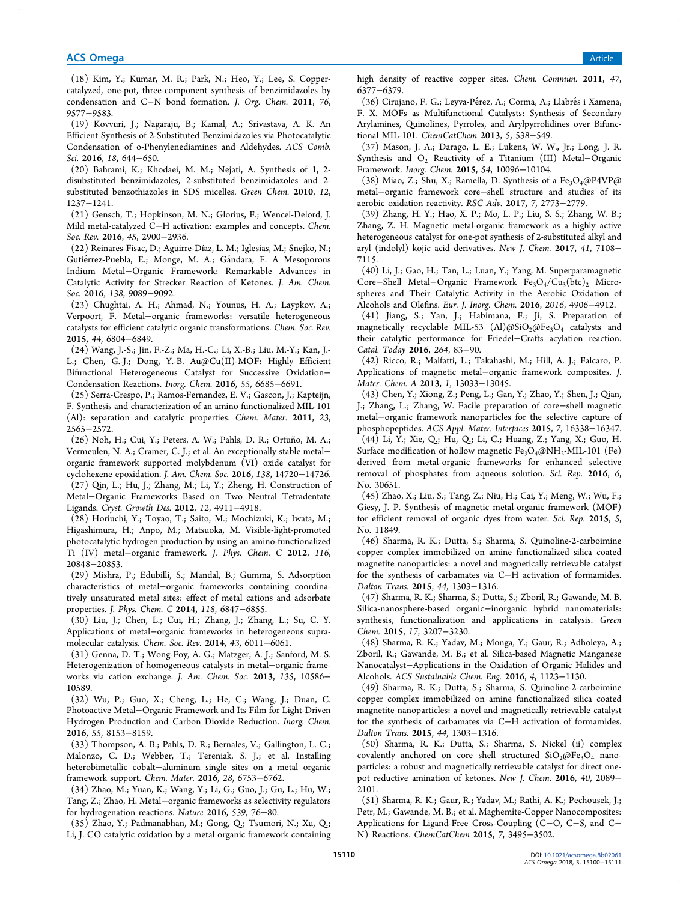(18) Kim, Y.; Kumar, M. R.; Park, N.; Heo, Y.; Lee, S. Copper-catalyzed, one-pot, three-component synthesis of benzimidazoles by condensation and C−N bond formation. *J. Org. Chem.* **2011**, *76*, 9577−9583.

(19) Kovvuri, J.; Nagaraju, B.; Kamal, A.; Srivastava, A. K. An Efficient Synthesis of 2-Substituted Benzimidazoles via Photocatalytic Condensation of o-Phenylenediamines and Aldehydes. *ACS Comb. Sci.* **2016**, *18*, 644−650.

(20) Bahrami, K.; Khodaei, M. M.; Nejati, A. Synthesis of 1, 2-disubstituted benzimidazoles, 2-substituted benzimidazoles and 2-substituted benzothiazoles in SDS micelles. *Green Chem.* **2010**, *12*, 1237−1241.

(21) Gensch, T.; Hopkinson, M. N.; Glorius, F.; Wencel-Delord, J. Mild metal-catalyzed C−H activation: examples and concepts. *Chem. Soc. Rev.* **2016**, *45*, 2900−2936.

(22) Reinares-Fisac, D.; Aguirre-Díaz, L. M.; Iglesias, M.; Snejko, N.; Gutiérrez-Puebla, E.; Monge, M. A.; Gándara, F. A Mesoporous Indium Metal−Organic Framework: Remarkable Advances in Catalytic Activity for Strecker Reaction of Ketones. *J. Am. Chem. Soc.* **2016**, *138*, 9089−9092.

(23) Chughtai, A. H.; Ahmad, N.; Younus, H. A.; Laypkov, A.; Verpoort, F. Metal−organic frameworks: versatile heterogeneous catalysts for efficient catalytic organic transformations. *Chem. Soc. Rev.* **2015**, *44*, 6804−6849.

(24) Wang, J.-S.; Jin, F.-Z.; Ma, H.-C.; Li, X.-B.; Liu, M.-Y.; Kan, J.-L.; Chen, G.-J.; Dong, Y.-B. Au@Cu(II)-MOF: Highly Efficient Bifunctional Heterogeneous Catalyst for Successive Oxidation−Condensation Reactions. *Inorg. Chem.* **2016**, *55*, 6685−6691.

(25) Serra-Crespo, P.; Ramos-Fernandez, E. V.; Gascon, J.; Kapteijn, F. Synthesis and characterization of an amino functionalized MIL-101 (Al): separation and catalytic properties. *Chem. Mater.* **2011**, *23*, 2565−2572.

(26) Noh, H.; Cui, Y.; Peters, A. W.; Pahls, D. R.; Ortuño, M. A.; Vermeulen, N. A.; Cramer, C. J.; et al. An exceptionally stable metal−organic framework supported molybdenum (VI) oxide catalyst for cyclohexene epoxidation. *J. Am. Chem. Soc.* **2016**, *138*, 14720−14726.

(27) Qin, L.; Hu, J.; Zhang, M.; Li, Y.; Zheng, H. Construction of Metal−Organic Frameworks Based on Two Neutral Tetradentate Ligands. *Cryst. Growth Des.* **2012**, *12*, 4911−4918.

(28) Horiuchi, Y.; Toyao, T.; Saito, M.; Mochizuki, K.; Iwata, M.; Higashimura, H.; Anpo, M.; Matsuoka, M. Visible-light-promoted photocatalytic hydrogen production by using an amino-functionalized Ti (IV) metal−organic framework. *J. Phys. Chem. C* **2012**, *116*, 20848−20853.

(29) Mishra, P.; Edubilli, S.; Mandal, B.; Gumma, S. Adsorption characteristics of metal−organic frameworks containing coordinatively unsaturated metal sites: effect of metal cations and adsorbate properties. *J. Phys. Chem. C* **2014**, *118*, 6847−6855.

(30) Liu, J.; Chen, L.; Cui, H.; Zhang, J.; Zhang, L.; Su, C. Y. Applications of metal−organic frameworks in heterogeneous supramolecular catalysis. *Chem. Soc. Rev.* **2014**, *43*, 6011−6061.

(31) Genna, D. T.; Wong-Foy, A. G.; Matzger, A. J.; Sanford, M. S. Heterogenization of homogeneous catalysts in metal−organic frameworks via cation exchange. *J. Am. Chem. Soc.* **2013**, *135*, 10586−10589.

(32) Wu, P.; Guo, X.; Cheng, L.; He, C.; Wang, J.; Duan, C. Photoactive Metal−Organic Framework and Its Film for Light-Driven Hydrogen Production and Carbon Dioxide Reduction. *Inorg. Chem.* **2016**, *55*, 8153−8159.

(33) Thompson, A. B.; Pahls, D. R.; Bernales, V.; Gallington, L. C.; Malonzo, C. D.; Webber, T.; Tereniak, S. J.; et al. Installing heterobimetallic cobalt−aluminum single sites on a metal organic framework support. *Chem. Mater.* **2016**, *28*, 6753−6762.

(34) Zhao, M.; Yuan, K.; Wang, Y.; Li, G.; Guo, J.; Gu, L.; Hu, W.; Tang, Z.; Zhao, H. Metal−organic frameworks as selectivity regulators for hydrogenation reactions. *Nature* **2016**, *539*, 76−80.

(35) Zhao, Y.; Padmanabhan, M.; Gong, Q.; Tsumori, N.; Xu, Q.; Li, J. CO catalytic oxidation by a metal organic framework containing high density of reactive copper sites. *Chem. Commun.* **2011**, *47*, 6377−6379.

(36) Cirujano, F. G.; Leyva-Pérez, A.; Corma, A.; Llabrés i Xamena, F. X. MOFs as Multifunctional Catalysts: Synthesis of Secondary Arylamines, Quinolines, Pyrroles, and Arylpyrrolidines over Bifunctional MIL-101. *ChemCatChem* **2013**, *5*, 538−549.

(37) Mason, J. A.; Darago, L. E.; Lukens, W. W., Jr.; Long, J. R. Synthesis and $O_2$ Reactivity of a Titanium (III) Metal−Organic Framework. *Inorg. Chem.* **2015**, *54*, 10096−10104.

(38) Miao, Z.; Shu, X.; Ramella, D. Synthesis of a $Fe_3O_4$@P4VP@metal−organic framework core−shell structure and studies of its aerobic oxidation reactivity. *RSC Adv.* **2017**, *7*, 2773−2779.

(39) Zhang, H. Y.; Hao, X. P.; Mo, L. P.; Liu, S. S.; Zhang, W. B.; Zhang, Z. H. Magnetic metal-organic framework as a highly active heterogeneous catalyst for one-pot synthesis of 2-substituted alkyl and aryl (indolyl) kojic acid derivatives. *New J. Chem.* **2017**, *41*, 7108−7115.

(40) Li, J.; Gao, H.; Tan, L.; Luan, Y.; Yang, M. Superparamagnetic Core−Shell Metal−Organic Framework $Fe_3O_4/Cu_3(btc)_2$ Microspheres and Their Catalytic Activity in the Aerobic Oxidation of Alcohols and Olefins. *Eur. J. Inorg. Chem.* **2016**, *2016*, 4906−4912.

(41) Jiang, S.; Yan, J.; Habimana, F.; Ji, S. Preparation of magnetically recyclable MIL-53 (Al)@$SiO_2$@$Fe_3O_4$ catalysts and their catalytic performance for Friedel−Crafts acylation reaction. *Catal. Today* **2016**, *264*, 83−90.

(42) Ricco, R.; Malfatti, L.; Takahashi, M.; Hill, A. J.; Falcaro, P. Applications of magnetic metal−organic framework composites. *J. Mater. Chem. A* **2013**, *1*, 13033−13045.

(43) Chen, Y.; Xiong, Z.; Peng, L.; Gan, Y.; Zhao, Y.; Shen, J.; Qian, J.; Zhang, L.; Zhang, W. Facile preparation of core−shell magnetic metal−organic framework nanoparticles for the selective capture of phosphopeptides. *ACS Appl. Mater. Interfaces* **2015**, *7*, 16338−16347.

(44) Li, Y.; Xie, Q.; Hu, Q.; Li, C.; Huang, Z.; Yang, X.; Guo, H. Surface modification of hollow magnetic $Fe_3O_4$@$NH_2$-MIL-101 (Fe) derived from metal-organic frameworks for enhanced selective removal of phosphates from aqueous solution. *Sci. Rep.* **2016**, *6*, No. 30651.

(45) Zhao, X.; Liu, S.; Tang, Z.; Niu, H.; Cai, Y.; Meng, W.; Wu, F.; Giesy, J. P. Synthesis of magnetic metal-organic framework (MOF) for efficient removal of organic dyes from water. *Sci. Rep.* **2015**, *5*, No. 11849.

(46) Sharma, R. K.; Dutta, S.; Sharma, S. Quinoline-2-carboimine copper complex immobilized on amine functionalized silica coated magnetite nanoparticles: a novel and magnetically retrievable catalyst for the synthesis of carbamates via C−H activation of formamides. *Dalton Trans.* **2015**, *44*, 1303−1316.

(47) Sharma, R. K.; Sharma, S.; Dutta, S.; Zboril, R.; Gawande, M. B. Silica-nanosphere-based organic−inorganic hybrid nanomaterials: synthesis, functionalization and applications in catalysis. *Green Chem.* **2015**, *17*, 3207−3230.

(48) Sharma, R. K.; Yadav, M.; Monga, Y.; Gaur, R.; Adholeya, A.; Zboril, R.; Gawande, M. B.; et al. Silica-based Magnetic Manganese Nanocatalyst−Applications in the Oxidation of Organic Halides and Alcohols. *ACS Sustainable Chem. Eng.* **2016**, *4*, 1123−1130.

(49) Sharma, R. K.; Dutta, S.; Sharma, S. Quinoline-2-carboimine copper complex immobilized on amine functionalized silica coated magnetite nanoparticles: a novel and magnetically retrievable catalyst for the synthesis of carbamates via C−H activation of formamides. *Dalton Trans.* **2015**, *44*, 1303−1316.

(50) Sharma, R. K.; Dutta, S.; Sharma, S. Nickel (ii) complex covalently anchored on core shell structured $SiO_2$@$Fe_3O_4$ nanoparticles: a robust and magnetically retrievable catalyst for direct one-pot reductive amination of ketones. *New J. Chem.* **2016**, *40*, 2089−2101.

(51) Sharma, R. K.; Gaur, R.; Yadav, M.; Rathi, A. K.; Pechousek, J.; Petr, M.; Gawande, M. B.; et al. Maghemite-Copper Nanocomposites: Applications for Ligand-Free Cross-Coupling (C−O, C−S, and C−N) Reactions. *ChemCatChem* **2015**, *7*, 3495−3502.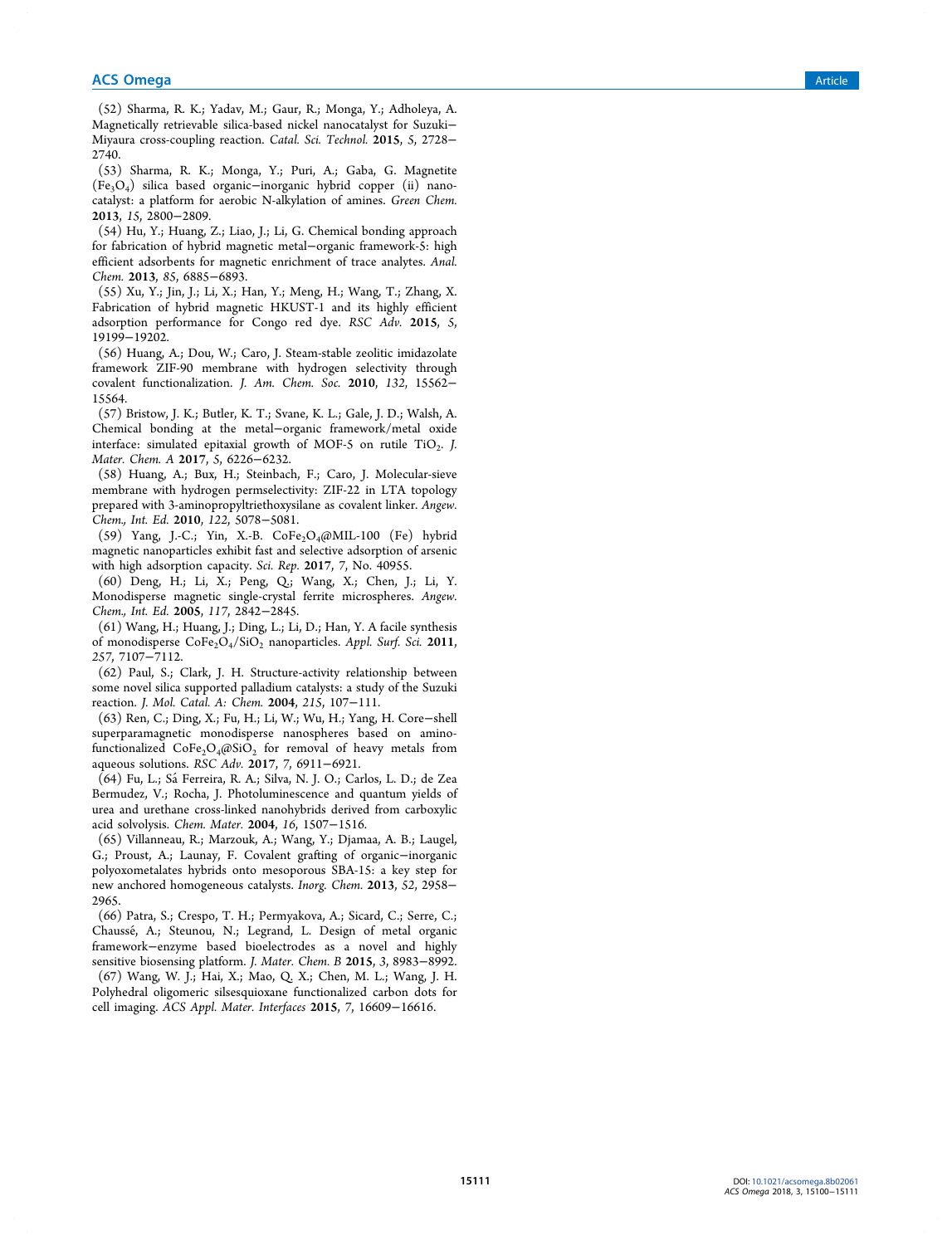(52) Sharma, R. K.; Yadav, M.; Gaur, R.; Monga, Y.; Adholeya, A. Magnetically retrievable silica-based nickel nanocatalyst for Suzuki−Miyaura cross-coupling reaction. *Catal. Sci. Technol.* **2015**, *5*, 2728−2740.

(53) Sharma, R. K.; Monga, Y.; Puri, A.; Gaba, G. Magnetite ($Fe_3O_4$) silica based organic−inorganic hybrid copper (ii) nanocatalyst: a platform for aerobic N-alkylation of amines. *Green Chem.* **2013**, *15*, 2800−2809.

(54) Hu, Y.; Huang, Z.; Liao, J.; Li, G. Chemical bonding approach for fabrication of hybrid magnetic metal−organic framework-5: high efficient adsorbents for magnetic enrichment of trace analytes. *Anal. Chem.* **2013**, *85*, 6885−6893.

(55) Xu, Y.; Jin, J.; Li, X.; Han, Y.; Meng, H.; Wang, T.; Zhang, X. Fabrication of hybrid magnetic HKUST-1 and its highly efficient adsorption performance for Congo red dye. *RSC Adv.* **2015**, *5*, 19199−19202.

(56) Huang, A.; Dou, W.; Caro, J. Steam-stable zeolitic imidazolate framework ZIF-90 membrane with hydrogen selectivity through covalent functionalization. *J. Am. Chem. Soc.* **2010**, *132*, 15562−15564.

(57) Bristow, J. K.; Butler, K. T.; Svane, K. L.; Gale, J. D.; Walsh, A. Chemical bonding at the metal−organic framework/metal oxide interface: simulated epitaxial growth of MOF-5 on rutile $TiO_2$. *J. Mater. Chem. A* **2017**, *5*, 6226−6232.

(58) Huang, A.; Bux, H.; Steinbach, F.; Caro, J. Molecular-sieve membrane with hydrogen permselectivity: ZIF-22 in LTA topology prepared with 3-aminopropyltriethoxysilane as covalent linker. *Angew. Chem., Int. Ed.* **2010**, *122*, 5078−5081.

(59) Yang, J.-C.; Yin, X.-B. $CoFe_2O_4$@MIL-100 (Fe) hybrid magnetic nanoparticles exhibit fast and selective adsorption of arsenic with high adsorption capacity. *Sci. Rep.* **2017**, *7*, No. 40955.

(60) Deng, H.; Li, X.; Peng, Q.; Wang, X.; Chen, J.; Li, Y. Monodisperse magnetic single-crystal ferrite microspheres. *Angew. Chem., Int. Ed.* **2005**, *117*, 2842−2845.

(61) Wang, H.; Huang, J.; Ding, L.; Li, D.; Han, Y. A facile synthesis of monodisperse $CoFe_2O_4/SiO_2$ nanoparticles. *Appl. Surf. Sci.* **2011**, *257*, 7107−7112.

(62) Paul, S.; Clark, J. H. Structure-activity relationship between some novel silica supported palladium catalysts: a study of the Suzuki reaction. *J. Mol. Catal. A: Chem.* **2004**, *215*, 107−111.

(63) Ren, C.; Ding, X.; Fu, H.; Li, W.; Wu, H.; Yang, H. Core−shell superparamagnetic monodisperse nanospheres based on amino-functionalized $CoFe_2O_4$@$SiO_2$ for removal of heavy metals from aqueous solutions. *RSC Adv.* **2017**, *7*, 6911−6921.

(64) Fu, L.; Sá Ferreira, R. A.; Silva, N. J. O.; Carlos, L. D.; de Zea Bermudez, V.; Rocha, J. Photoluminescence and quantum yields of urea and urethane cross-linked nanohybrids derived from carboxylic acid solvolysis. *Chem. Mater.* **2004**, *16*, 1507−1516.

(65) Villanneau, R.; Marzouk, A.; Wang, Y.; Djamaa, A. B.; Laugel, G.; Proust, A.; Launay, F. Covalent grafting of organic−inorganic polyoxometalates hybrids onto mesoporous SBA-15: a key step for new anchored homogeneous catalysts. *Inorg. Chem.* **2013**, *52*, 2958−2965.

(66) Patra, S.; Crespo, T. H.; Permyakova, A.; Sicard, C.; Serre, C.; Chaussé, A.; Steunou, N.; Legrand, L. Design of metal organic framework−enzyme based bioelectrodes as a novel and highly sensitive biosensing platform. *J. Mater. Chem. B* **2015**, *3*, 8983−8992.

(67) Wang, W. J.; Hai, X.; Mao, Q. X.; Chen, M. L.; Wang, J. H. Polyhedral oligomeric silsesquioxane functionalized carbon dots for cell imaging. *ACS Appl. Mater. Interfaces* **2015**, *7*, 16609−16616.